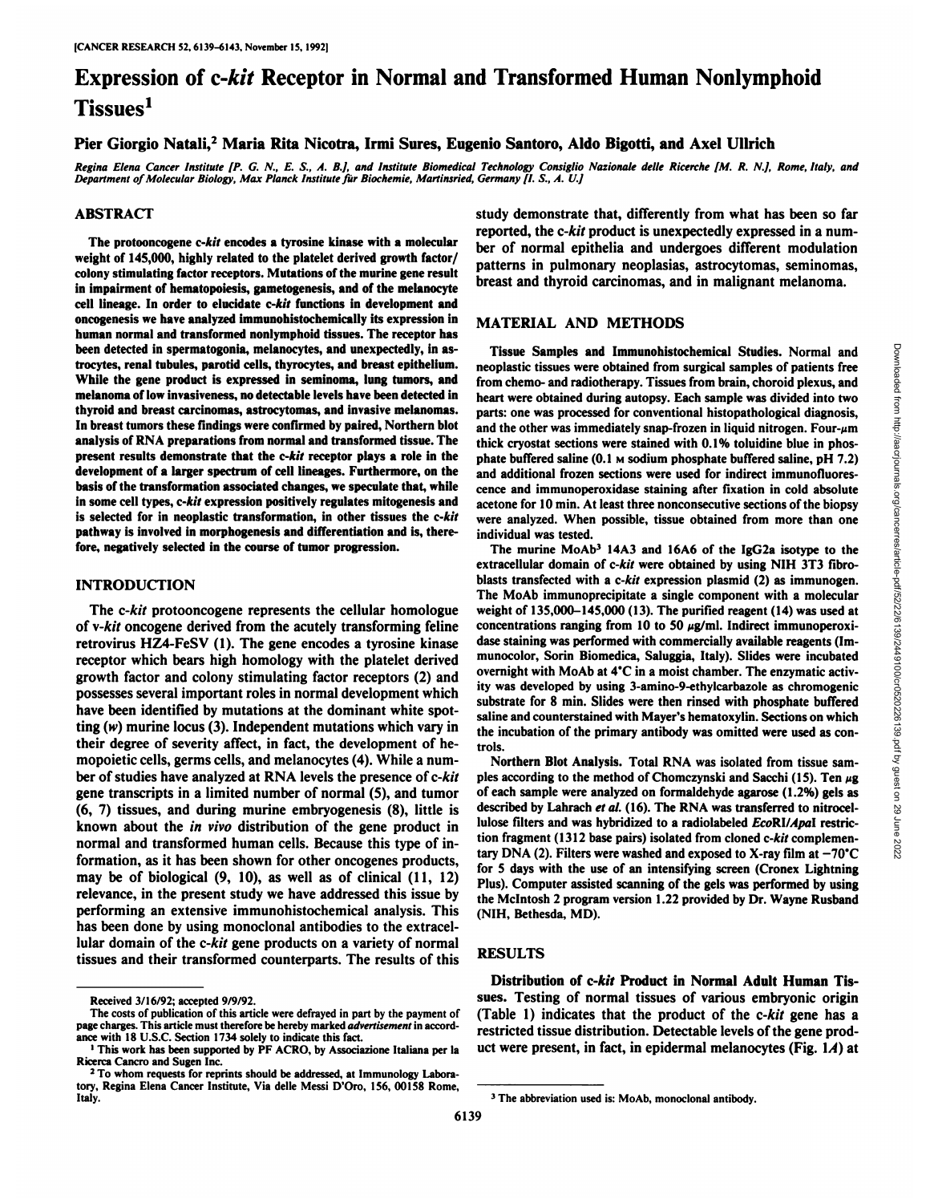# Expression of c-*kit* Receptor in Normal and Transformed Human Nonlymphoid Tissues[1]

**Pier Giorgio Natali,[2] Maria Rita Nicotra, Irmi Sures, Eugenio Santoro, Aldo Bigotti, and Axel Ullrich**

*Regina Elena Cancer Institute [P. G. N., E. S., A. B.], and Institute Biomedical Technology Consiglio Nazionale delle Ricerche [M. R. N.], Rome, Italy, and Department of Molecular Biology, Max Planck Institute für Biochemie, Martinsried, Germany [I. S., A. U.]*

## ABSTRACT

The protooncogene c-*kit* encodes a tyrosine kinase with a molecular weight of 145,000, highly related to the platelet derived growth factor/colony stimulating factor receptors. Mutations of the murine gene result in impairment of hematopoiesis, gametogenesis, and of the melanocyte cell lineage. In order to elucidate c-*kit* functions in development and oncogenesis we have analyzed immunohistochemically its expression in human normal and transformed nonlymphoid tissues. The receptor has been detected in spermatogonia, melanocytes, and unexpectedly, in astrocytes, renal tubules, parotid cells, thyrocytes, and breast epithelium. While the gene product is expressed in seminoma, lung tumors, and melanoma of low invasiveness, no detectable levels have been detected in thyroid and breast carcinomas, astrocytomas, and invasive melanomas. In breast tumors these findings were confirmed by paired, Northern blot analysis of RNA preparations from normal and transformed tissue. The present results demonstrate that the c-*kit* receptor plays a role in the development of a larger spectrum of cell lineages. Furthermore, on the basis of the transformation associated changes, we speculate that, while in some cell types, c-*kit* expression positively regulates mitogenesis and is selected for in neoplastic transformation, in other tissues the c-*kit* pathway is involved in morphogenesis and differentiation and is, therefore, negatively selected in the course of tumor progression.

## INTRODUCTION

The c-*kit* protooncogene represents the cellular homologue of v-*kit* oncogene derived from the acutely transforming feline retrovirus HZ4-FeSV (1). The gene encodes a tyrosine kinase receptor which bears high homology with the platelet derived growth factor and colony stimulating factor receptors (2) and possesses several important roles in normal development which have been identified by mutations at the dominant white spotting (*w*) murine locus (3). Independent mutations which vary in their degree of severity affect, in fact, the development of hemopoietic cells, germs cells, and melanocytes (4). While a number of studies have analyzed at RNA levels the presence of c-*kit* gene transcripts in a limited number of normal (5), and tumor (6, 7) tissues, and during murine embryogenesis (8), little is known about the *in vivo* distribution of the gene product in normal and transformed human cells. Because this type of information, as it has been shown for other oncogenes products, may be of biological (9, 10), as well as of clinical (11, 12) relevance, in the present study we have addressed this issue by performing an extensive immunohistochemical analysis. This has been done by using monoclonal antibodies to the extracellular domain of the c-*kit* gene products on a variety of normal tissues and their transformed counterparts. The results of this study demonstrate that, differently from what has been so far reported, the c-*kit* product is unexpectedly expressed in a number of normal epithelia and undergoes different modulation patterns in pulmonary neoplasias, astrocytomas, seminomas, breast and thyroid carcinomas, and in malignant melanoma.

## MATERIAL AND METHODS

**Tissue Samples and Immunohistochemical Studies.** Normal and neoplastic tissues were obtained from surgical samples of patients free from chemo- and radiotherapy. Tissues from brain, choroid plexus, and heart were obtained during autopsy. Each sample was divided into two parts: one was processed for conventional histopathological diagnosis, and the other was immediately snap-frozen in liquid nitrogen. Four-$\mu$m thick cryostat sections were stained with 0.1% toluidine blue in phosphate buffered saline (0.1 M sodium phosphate buffered saline, pH 7.2) and additional frozen sections were used for indirect immunofluorescence and immunoperoxidase staining after fixation in cold absolute acetone for 10 min. At least three nonconsecutive sections of the biopsy were analyzed. When possible, tissue obtained from more than one individual was tested.

The murine MoAb[3] 14A3 and 16A6 of the IgG2a isotype to the extracellular domain of c-*kit* were obtained by using NIH 3T3 fibroblasts transfected with a c-*kit* expression plasmid (2) as immunogen. The MoAb immunoprecipitate a single component with a molecular weight of 135,000–145,000 (13). The purified reagent (14) was used at concentrations ranging from 10 to 50 $\mu$g/ml. Indirect immunoperoxidase staining was performed with commercially available reagents (Immunocolor, Sorin Biomedica, Saluggia, Italy). Slides were incubated overnight with MoAb at 4°C in a moist chamber. The enzymatic activity was developed by using 3-amino-9-ethylcarbazole as chromogenic substrate for 8 min. Slides were then rinsed with phosphate buffered saline and counterstained with Mayer's hematoxylin. Sections on which the incubation of the primary antibody was omitted were used as controls.

**Northern Blot Analysis.** Total RNA was isolated from tissue samples according to the method of Chomczynski and Sacchi (15). Ten $\mu$g of each sample were analyzed on formaldehyde agarose (1.2%) gels as described by Lahrach *et al.* (16). The RNA was transferred to nitrocellulose filters and was hybridized to a radiolabeled *Eco*RI/*Apa*I restriction fragment (1312 base pairs) isolated from cloned c-*kit* complementary DNA (2). Filters were washed and exposed to X-ray film at −70°C for 5 days with the use of an intensifying screen (Cronex Lightning Plus). Computer assisted scanning of the gels was performed by using the McIntosh 2 program version 1.22 provided by Dr. Wayne Rusband (NIH, Bethesda, MD).

## RESULTS

**Distribution of c-*kit* Product in Normal Adult Human Tissues.** Testing of normal tissues of various embryonic origin (Table 1) indicates that the product of the c-*kit* gene has a restricted tissue distribution. Detectable levels of the gene product were present, in fact, in epidermal melanocytes (Fig. 1*A*) at

---

Received 3/16/92; accepted 9/9/92.

The costs of publication of this article were defrayed in part by the payment of page charges. This article must therefore be hereby marked *advertisement* in accordance with 18 U.S.C. Section 1734 solely to indicate this fact.

[1] This work has been supported by PF ACRO, by Associazione Italiana per la Ricerca Cancro and Sugen Inc.

[2] To whom requests for reprints should be addressed, at Immunology Laboratory, Regina Elena Cancer Institute, Via delle Messi D'Oro, 156, 00158 Rome, Italy.

[3] The abbreviation used is: MoAb, monoclonal antibody.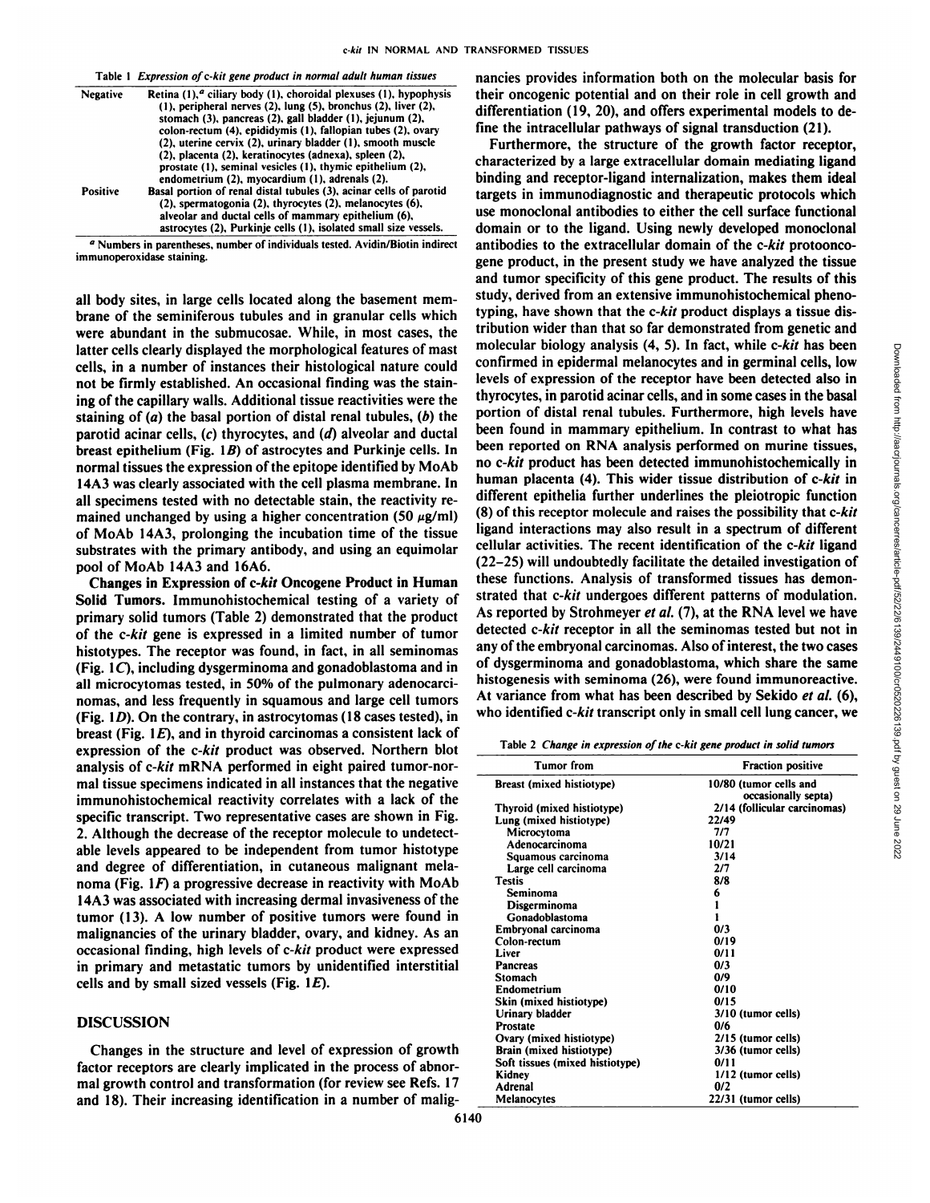Table 1 *Expression of c-kit gene product in normal adult human tissues*

| | |
|---|---|
| Negative | Retina (1),[a] ciliary body (1), choroidal plexuses (1), hypophysis (1), peripheral nerves (2), lung (5), bronchus (2), liver (2), stomach (3), pancreas (2), gall bladder (1), jejunum (2), colon-rectum (4), epididymis (1), fallopian tubes (2), ovary (2), uterine cervix (2), urinary bladder (1), smooth muscle (2), placenta (2), keratinocytes (adnexa), spleen (2), prostate (1), seminal vesicles (1), thymic epithelium (2), endometrium (2), myocardium (1), adrenals (2). |
| Positive | Basal portion of renal distal tubules (3), acinar cells of parotid (2), spermatogonia (2), thyrocytes (2), melanocytes (6), alveolar and ductal cells of mammary epithelium (6), astrocytes (2), Purkinje cells (1), isolated small size vessels. |

[a] Numbers in parentheses, number of individuals tested. Avidin/Biotin indirect immunoperoxidase staining.

all body sites, in large cells located along the basement membrane of the seminiferous tubules and in granular cells which were abundant in the submucosae. While, in most cases, the latter cells clearly displayed the morphological features of mast cells, in a number of instances their histological nature could not be firmly established. An occasional finding was the staining of the capillary walls. Additional tissue reactivities were the staining of (*a*) the basal portion of distal renal tubules, (*b*) the parotid acinar cells, (*c*) thyrocytes, and (*d*) alveolar and ductal breast epithelium (Fig. 1*B*) of astrocytes and Purkinje cells. In normal tissues the expression of the epitope identified by MoAb 14A3 was clearly associated with the cell plasma membrane. In all specimens tested with no detectable stain, the reactivity remained unchanged by using a higher concentration (50 μg/ml) of MoAb 14A3, prolonging the incubation time of the tissue substrates with the primary antibody, and using an equimolar pool of MoAb 14A3 and 16A6.

**Changes in Expression of c-*kit* Oncogene Product in Human Solid Tumors.** Immunohistochemical testing of a variety of primary solid tumors (Table 2) demonstrated that the product of the c-*kit* gene is expressed in a limited number of tumor histotypes. The receptor was found, in fact, in all seminomas (Fig. 1*C*), including dysgerminoma and gonadoblastoma and in all microcytomas tested, in 50% of the pulmonary adenocarcinomas, and less frequently in squamous and large cell tumors (Fig. 1*D*). On the contrary, in astrocytomas (18 cases tested), in breast (Fig. 1*E*), and in thyroid carcinomas a consistent lack of expression of the c-*kit* product was observed. Northern blot analysis of c-*kit* mRNA performed in eight paired tumor-normal tissue specimens indicated in all instances that the negative immunohistochemical reactivity correlates with a lack of the specific transcript. Two representative cases are shown in Fig. 2. Although the decrease of the receptor molecule to undetectable levels appeared to be independent from tumor histotype and degree of differentiation, in cutaneous malignant melanoma (Fig. 1*F*) a progressive decrease in reactivity with MoAb 14A3 was associated with increasing dermal invasiveness of the tumor (13). A low number of positive tumors were found in malignancies of the urinary bladder, ovary, and kidney. As an occasional finding, high levels of c-*kit* product were expressed in primary and metastatic tumors by unidentified interstitial cells and by small sized vessels (Fig. 1*E*).

## DISCUSSION

Changes in the structure and level of expression of growth factor receptors are clearly implicated in the process of abnormal growth control and transformation (for review see Refs. 17 and 18). Their increasing identification in a number of malignancies provides information both on the molecular basis for their oncogenic potential and on their role in cell growth and differentiation (19, 20), and offers experimental models to define the intracellular pathways of signal transduction (21).

Furthermore, the structure of the growth factor receptor, characterized by a large extracellular domain mediating ligand binding and receptor-ligand internalization, makes them ideal targets in immunodiagnostic and therapeutic protocols which use monoclonal antibodies to either the cell surface functional domain or to the ligand. Using newly developed monoclonal antibodies to the extracellular domain of the c-*kit* protooncogene product, in the present study we have analyzed the tissue and tumor specificity of this gene product. The results of this study, derived from an extensive immunohistochemical phenotyping, have shown that the c-*kit* product displays a tissue distribution wider than that so far demonstrated from genetic and molecular biology analysis (4, 5). In fact, while c-*kit* has been confirmed in epidermal melanocytes and in germinal cells, low levels of expression of the receptor have been detected also in thyrocytes, in parotid acinar cells, and in some cases in the basal portion of distal renal tubules. Furthermore, high levels have been found in mammary epithelium. In contrast to what has been reported on RNA analysis performed on murine tissues, no c-*kit* product has been detected immunohistochemically in human placenta (4). This wider tissue distribution of c-*kit* in different epithelia further underlines the pleiotropic function (8) of this receptor molecule and raises the possibility that c-*kit* ligand interactions may also result in a spectrum of different cellular activities. The recent identification of the c-*kit* ligand (22–25) will undoubtedly facilitate the detailed investigation of these functions. Analysis of transformed tissues has demonstrated that c-*kit* undergoes different patterns of modulation. As reported by Strohmeyer *et al.* (7), at the RNA level we have detected c-*kit* receptor in all the seminomas tested but not in any of the embryonal carcinomas. Also of interest, the two cases of dysgerminoma and gonadoblastoma, which share the same histogenesis with seminoma (26), were found immunoreactive. At variance from what has been described by Sekido *et al.* (6), who identified c-*kit* transcript only in small cell lung cancer, we

Table 2 *Change in expression of the c-kit gene product in solid tumors*

| Tumor from | Fraction positive |
|---|---|
| Breast (mixed histiotype) | 10/80 (tumor cells and occasionally septa) |
| Thyroid (mixed histiotype) | 2/14 (follicular carcinomas) |
| Lung (mixed histiotype) | 22/49 |
| Microcytoma | 7/7 |
| Adenocarcinoma | 10/21 |
| Squamous carcinoma | 3/14 |
| Large cell carcinoma | 2/7 |
| Testis | 8/8 |
| Seminoma | 6 |
| Disgerminoma | 1 |
| Gonadoblastoma | 1 |
| Embryonal carcinoma | 0/3 |
| Colon-rectum | 0/19 |
| Liver | 0/11 |
| Pancreas | 0/3 |
| Stomach | 0/9 |
| Endometrium | 0/10 |
| Skin (mixed histiotype) | 0/15 |
| Urinary bladder | 3/10 (tumor cells) |
| Prostate | 0/6 |
| Ovary (mixed histiotype) | 2/15 (tumor cells) |
| Brain (mixed histiotype) | 3/36 (tumor cells) |
| Soft tissues (mixed histiotype) | 0/11 |
| Kidney | 1/12 (tumor cells) |
| Adrenal | 0/2 |
| Melanocytes | 22/31 (tumor cells) |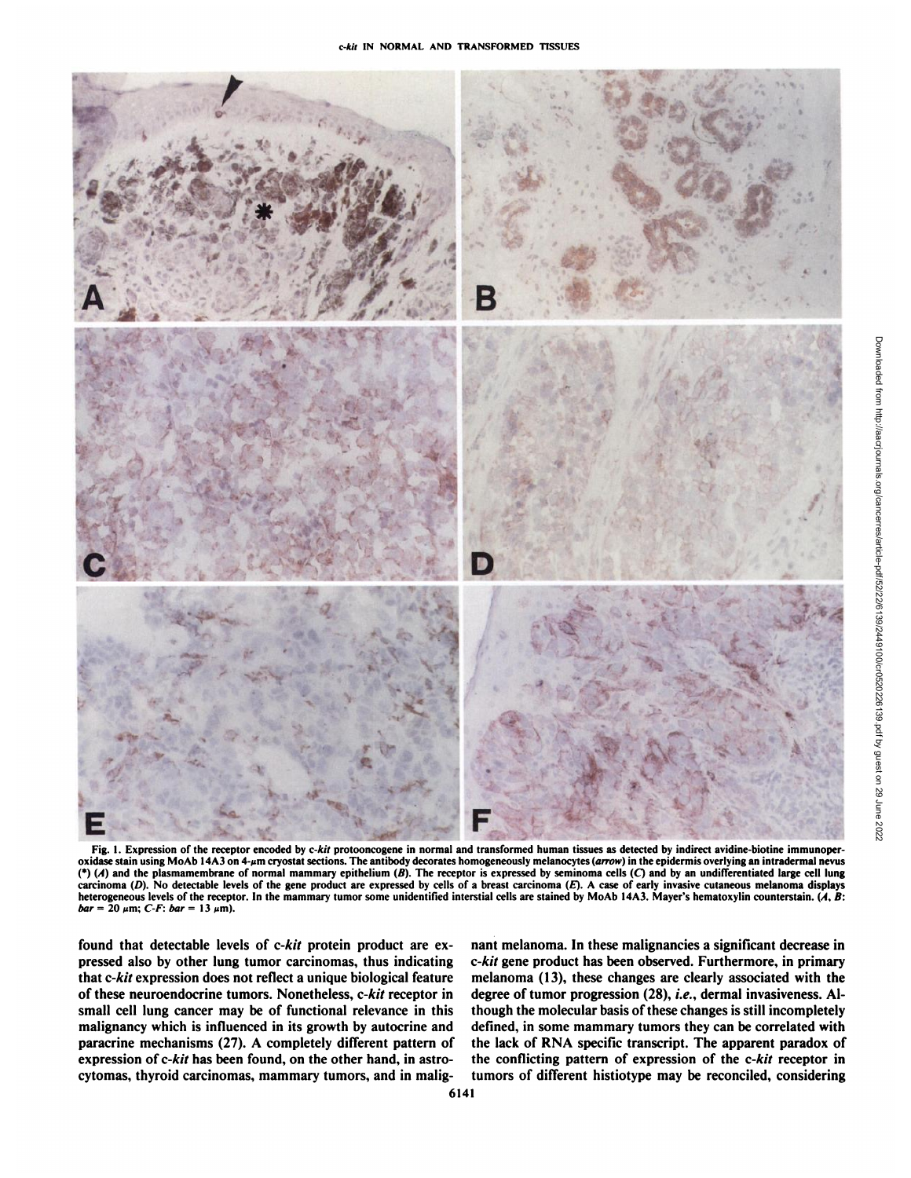Fig. 1. Expression of the receptor encoded by c-*kit* protooncogene in normal and transformed human tissues as detected by indirect avidine-biotine immunoperoxidase stain using MoAb 14A3 on 4-μm cryostat sections. The antibody decorates homogeneously melanocytes (*arrow*) in the epidermis overlying an intradermal nevus (*) (*A*) and the plasmamembrane of normal mammary epithelium (*B*). The receptor is expressed by seminoma cells (*C*) and by an undifferentiated large cell lung carcinoma (*D*). No detectable levels of the gene product are expressed by cells of a breast carcinoma (*E*). A case of early invasive cutaneous melanoma displays heterogeneous levels of the receptor. In the mammary tumor some unidentified interstial cells are stained by MoAb 14A3. Mayer's hematoxylin counterstain. (*A*, *B*: *bar* = 20 μm; *C*-*F*: *bar* = 13 μm).

found that detectable levels of c-*kit* protein product are expressed also by other lung tumor carcinomas, thus indicating that c-*kit* expression does not reflect a unique biological feature of these neuroendocrine tumors. Nonetheless, c-*kit* receptor in small cell lung cancer may be of functional relevance in this malignancy which is influenced in its growth by autocrine and paracrine mechanisms (27). A completely different pattern of expression of c-*kit* has been found, on the other hand, in astrocytomas, thyroid carcinomas, mammary tumors, and in malignant melanoma. In these malignancies a significant decrease in c-*kit* gene product has been observed. Furthermore, in primary melanoma (13), these changes are clearly associated with the degree of tumor progression (28), *i.e.*, dermal invasiveness. Although the molecular basis of these changes is still incompletely defined, in some mammary tumors they can be correlated with the lack of RNA specific transcript. The apparent paradox of the conflicting pattern of expression of the c-*kit* receptor in tumors of different histiotype may be reconciled, considering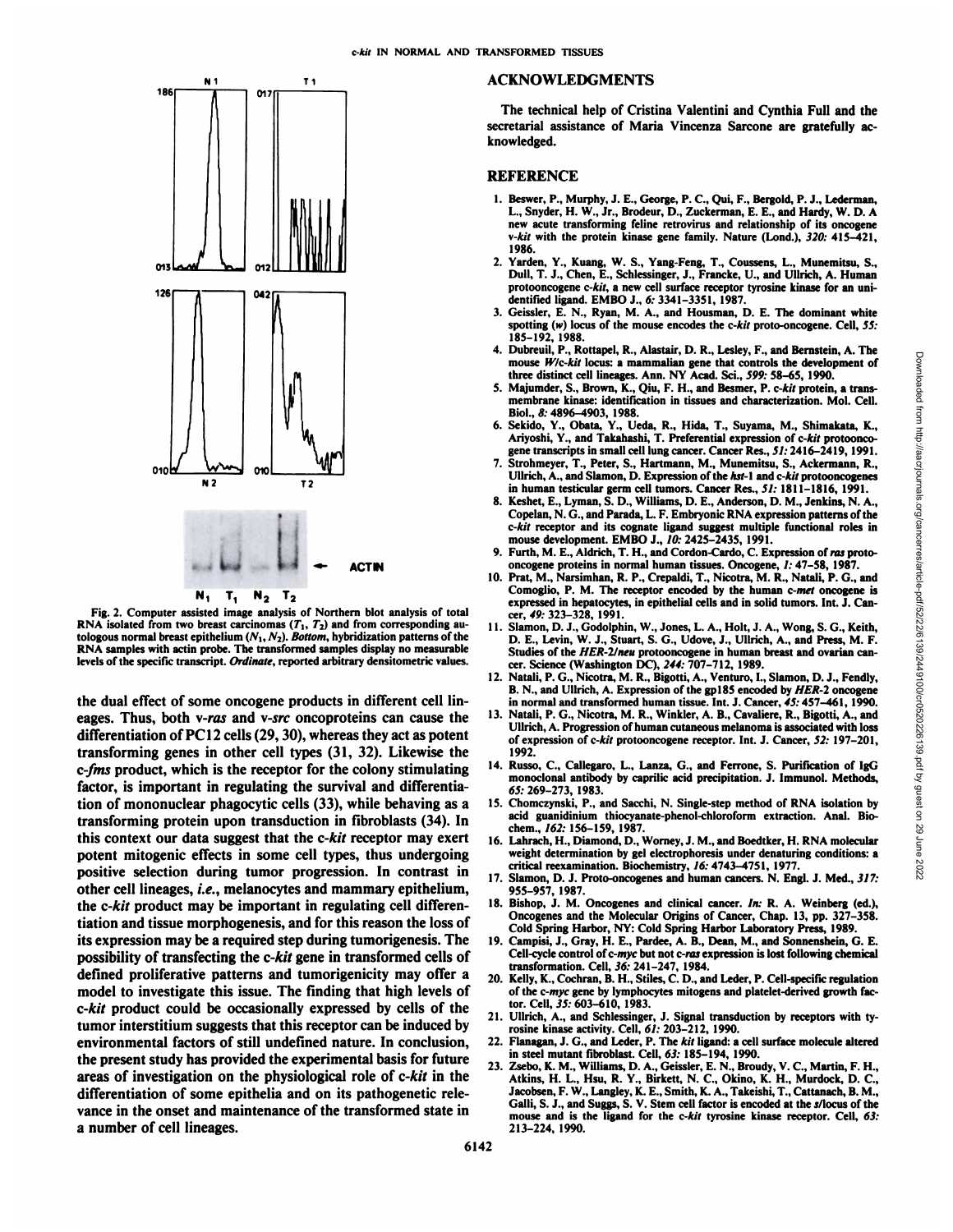Fig. 2. Computer assisted image analysis of Northern blot analysis of total RNA isolated from two breast carcinomas ($T_1$, $T_2$) and from corresponding autologous normal breast epithelium ($N_1$, $N_2$). *Bottom*, hybridization patterns of the RNA samples with actin probe. The transformed samples display no measurable levels of the specific transcript. *Ordinate*, reported arbitrary densitometric values.

the dual effect of some oncogene products in different cell lineages. Thus, both v-*ras* and v-*src* oncoproteins can cause the differentiation of PC12 cells (29, 30), whereas they act as potent transforming genes in other cell types (31, 32). Likewise the c-*fms* product, which is the receptor for the colony stimulating factor, is important in regulating the survival and differentiation of mononuclear phagocytic cells (33), while behaving as a transforming protein upon transduction in fibroblasts (34). In this context our data suggest that the c-*kit* receptor may exert potent mitogenic effects in some cell types, thus undergoing positive selection during tumor progression. In contrast in other cell lineages, *i.e.*, melanocytes and mammary epithelium, the c-*kit* product may be important in regulating cell differentiation and tissue morphogenesis, and for this reason the loss of its expression may be a required step during tumorigenesis. The possibility of transfecting the c-*kit* gene in transformed cells of defined proliferative patterns and tumorigenicity may offer a model to investigate this issue. The finding that high levels of c-*kit* product could be occasionally expressed by cells of the tumor interstitium suggests that this receptor can be induced by environmental factors of still undefined nature. In conclusion, the present study has provided the experimental basis for future areas of investigation on the physiological role of c-*kit* in the differentiation of some epithelia and on its pathogenetic relevance in the onset and maintenance of the transformed state in a number of cell lineages.

## ACKNOWLEDGMENTS

The technical help of Cristina Valentini and Cynthia Full and the secretarial assistance of Maria Vincenza Sarcone are gratefully acknowledged.

## REFERENCE

1. Beswer, P., Murphy, J. E., George, P. C., Qui, F., Bergold, P. J., Lederman, L., Snyder, H. W., Jr., Brodeur, D., Zuckerman, E. E., and Hardy, W. D. A new acute transforming feline retrovirus and relationship of its oncogene v-*kit* with the protein kinase gene family. Nature (Lond.), *320:* 415–421, 1986.
2. Yarden, Y., Kuang, W. S., Yang-Feng, T., Coussens, L., Munemitsu, S., Dull, T. J., Chen, E., Schlessinger, J., Francke, U., and Ullrich, A. Human protooncogene c-*kit*, a new cell surface receptor tyrosine kinase for an unidentified ligand. EMBO J., *6:* 3341–3351, 1987.
3. Geissler, E. N., Ryan, M. A., and Housman, D. E. The dominant white spotting (*w*) locus of the mouse encodes the c-*kit* proto-oncogene. Cell, *55:* 185–192, 1988.
4. Dubreuil, P., Rottapel, R., Alastair, D. R., Lesley, F., and Bernstein, A. The mouse *W*/c-*kit* locus: a mammalian gene that controls the development of three distinct cell lineages. Ann. NY Acad. Sci., *599:* 58–65, 1990.
5. Majumder, S., Brown, K., Qiu, F. H., and Besmer, P. c-*kit* protein, a transmembrane kinase: identification in tissues and characterization. Mol. Cell. Biol., *8:* 4896–4903, 1988.
6. Sekido, Y., Obata, Y., Ueda, R., Hida, T., Suyama, M., Shimakata, K., Ariyoshi, Y., and Takahashi, T. Preferential expression of c-*kit* protooncogene transcripts in small cell lung cancer. Cancer Res., *51:* 2416–2419, 1991.
7. Strohmeyer, T., Peter, S., Hartmann, M., Munemitsu, S., Ackermann, R., Ullrich, A., and Slamon, D. Expression of the *hst*-1 and c-*kit* protooncogenes in human testicular germ cell tumors. Cancer Res., *51:* 1811–1816, 1991.
8. Keshet, E., Lyman, S. D., Williams, D. E., Anderson, D. M., Jenkins, N. A., Copelan, N. G., and Parada, L. F. Embryonic RNA expression patterns of the c-*kit* receptor and its cognate ligand suggest multiple functional roles in mouse development. EMBO J., *10:* 2425–2435, 1991.
9. Furth, M. E., Aldrich, T. H., and Cordon-Cardo, C. Expression of *ras* protooncogene proteins in normal human tissues. Oncogene, *1:* 47–58, 1987.
10. Prat, M., Narsimhan, R. P., Crepaldi, T., Nicotra, M. R., Natali, P. G., and Comoglio, P. M. The receptor encoded by the human c-*met* oncogene is expressed in hepatocytes, in epithelial cells and in solid tumors. Int. J. Cancer, *49:* 323–328, 1991.
11. Slamon, D. J., Godolphin, W., Jones, L. A., Holt, J. A., Wong, S. G., Keith, D. E., Levin, W. J., Stuart, S. G., Udove, J., Ullrich, A., and Press, M. F. Studies of the *HER-2/neu* protooncogene in human breast and ovarian cancer. Science (Washington DC), *244:* 707–712, 1989.
12. Natali, P. G., Nicotra, M. R., Bigotti, A., Venturo, I., Slamon, D. J., Fendly, B. N., and Ullrich, A. Expression of the gp185 encoded by *HER-2* oncogene in normal and transformed human tissue. Int. J. Cancer, *45:* 457–461, 1990.
13. Natali, P. G., Nicotra, M. R., Winkler, A. B., Cavaliere, R., Bigotti, A., and Ullrich, A. Progression of human cutaneous melanoma is associated with loss of expression of c-*kit* protooncogene receptor. Int. J. Cancer, *52:* 197–201, 1992.
14. Russo, C., Callegaro, L., Lanza, G., and Ferrone, S. Purification of IgG monoclonal antibody by caprilic acid precipitation. J. Immunol. Methods, *65:* 269–273, 1983.
15. Chomczynski, P., and Sacchi, N. Single-step method of RNA isolation by acid guanidinium thiocyanate-phenol-chloroform extraction. Anal. Biochem., *162:* 156–159, 1987.
16. Lahrach, H., Diamond, D., Worney, J. M., and Boedtker, H. RNA molecular weight determination by gel electrophoresis under denaturing conditions: a critical reexamination. Biochemistry, *16:* 4743–4751, 1977.
17. Slamon, D. J. Proto-oncogenes and human cancers. N. Engl. J. Med., *317:* 955–957, 1987.
18. Bishop, J. M. Oncogenes and clinical cancer. *In:* R. A. Weinberg (ed.), Oncogenes and the Molecular Origins of Cancer, Chap. 13, pp. 327–358. Cold Spring Harbor, NY: Cold Spring Harbor Laboratory Press, 1989.
19. Campisi, J., Gray, H. E., Pardee, A. B., Dean, M., and Sonnenshein, G. E. Cell-cycle control of c-*myc* but not c-*ras* expression is lost following chemical transformation. Cell, *36:* 241–247, 1984.
20. Kelly, K., Cochran, B. H., Stiles, C. D., and Leder, P. Cell-specific regulation of the c-*myc* gene by lymphocytes mitogens and platelet-derived growth factor. Cell, *35:* 603–610, 1983.
21. Ullrich, A., and Schlessinger, J. Signal transduction by receptors with tyrosine kinase activity. Cell, *61:* 203–212, 1990.
22. Flanagan, J. G., and Leder, P. The *kit* ligand: a cell surface molecule altered in steel mutant fibroblast. Cell, *63:* 185–194, 1990.
23. Zsebo, K. M., Williams, D. A., Geissler, E. N., Broudy, V. C., Martin, F. H., Atkins, H. L., Hsu, R. Y., Birkett, N. C., Okino, K. H., Murdock, D. C., Jacobsen, F. W., Langley, K. E., Smith, K. A., Takeishi, T., Cattanach, B. M., Galli, S. J., and Suggs, S. V. Stem cell factor is encoded at the *sl* locus of the mouse and is the ligand for the c-*kit* tyrosine kinase receptor. Cell, *63:* 213–224, 1990.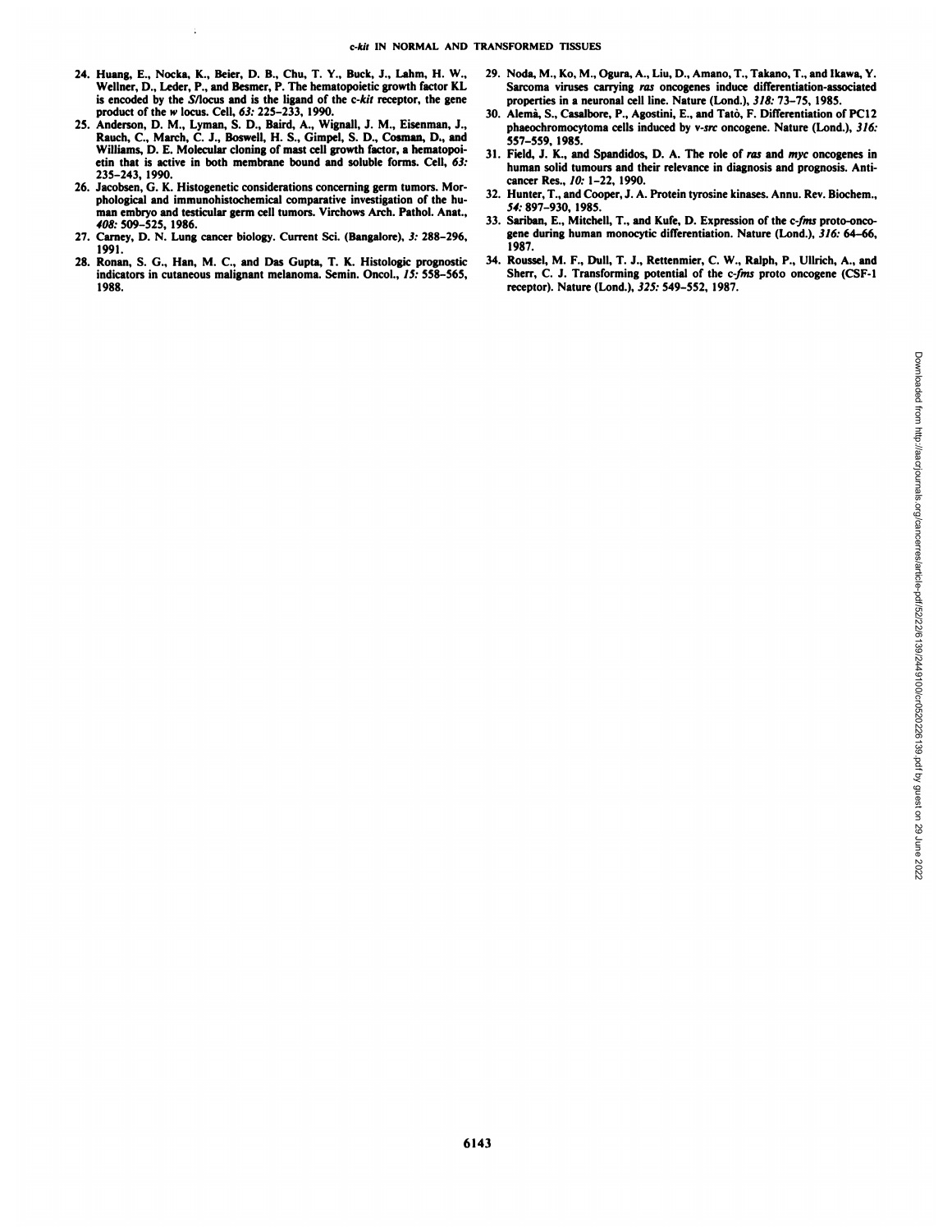24. Huang, E., Nocka, K., Beier, D. B., Chu, T. Y., Buck, J., Lahm, H. W., Wellner, D., Leder, P., and Besmer, P. The hematopoietic growth factor KL is encoded by the *Sl* locus and is the ligand of the c-*kit* receptor, the gene product of the *w* locus. Cell, *63:* 225–233, 1990.
25. Anderson, D. M., Lyman, S. D., Baird, A., Wignall, J. M., Eisenman, J., Rauch, C., March, C. J., Boswell, H. S., Gimpel, S. D., Cosman, D., and Williams, D. E. Molecular cloning of mast cell growth factor, a hematopoietin that is active in both membrane bound and soluble forms. Cell, *63:* 235–243, 1990.
26. Jacobsen, G. K. Histogenetic considerations concerning germ tumors. Morphological and immunohistochemical comparative investigation of the human embryo and testicular germ cell tumors. Virchows Arch. Pathol. Anat., *408:* 509–525, 1986.
27. Carney, D. N. Lung cancer biology. Current Sci. (Bangalore), *3:* 288–296, 1991.
28. Ronan, S. G., Han, M. C., and Das Gupta, T. K. Histologic prognostic indicators in cutaneous malignant melanoma. Semin. Oncol., *15:* 558–565, 1988.
29. Noda, M., Ko, M., Ogura, A., Liu, D., Amano, T., Takano, T., and Ikawa, Y. Sarcoma viruses carrying *ras* oncogenes induce differentiation-associated properties in a neuronal cell line. Nature (Lond.), *318:* 73–75, 1985.
30. Alemà, S., Casalbore, P., Agostini, E., and Tatò, F. Differentiation of PC12 phaeochromocytoma cells induced by v-*src* oncogene. Nature (Lond.), *316:* 557–559, 1985.
31. Field, J. K., and Spandidos, D. A. The role of *ras* and *myc* oncogenes in human solid tumours and their relevance in diagnosis and prognosis. Anticancer Res., *10:* 1–22, 1990.
32. Hunter, T., and Cooper, J. A. Protein tyrosine kinases. Annu. Rev. Biochem., *54:* 897–930, 1985.
33. Sariban, E., Mitchell, T., and Kufe, D. Expression of the c-*fms* proto-oncogene during human monocytic differentiation. Nature (Lond.), *316:* 64–66, 1987.
34. Roussel, M. F., Dull, T. J., Rettenmier, C. W., Ralph, P., Ullrich, A., and Sherr, C. J. Transforming potential of the c-*fms* proto oncogene (CSF-1 receptor). Nature (Lond.), *325:* 549–552, 1987.